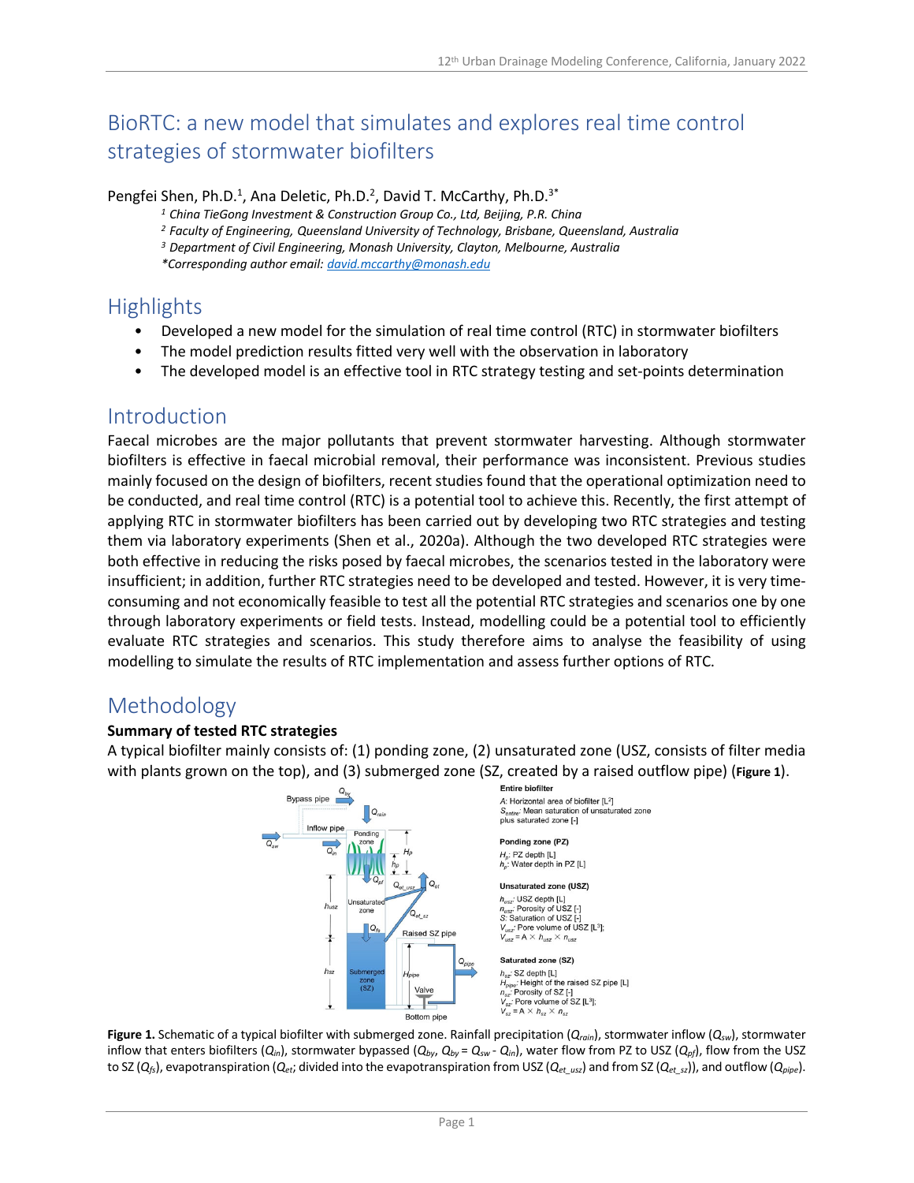# BioRTC: a new model that simulates and explores real time control strategies of stormwater biofilters

Pengfei Shen, Ph.D.[1], Ana Deletic, Ph.D.[2], David T. McCarthy, Ph.D.[3*]

[1] *China TieGong Investment & Construction Group Co., Ltd, Beijing, P.R. China*
[2] *Faculty of Engineering, Queensland University of Technology, Brisbane, Queensland, Australia*
[3] *Department of Civil Engineering, Monash University, Clayton, Melbourne, Australia*
*\*Corresponding author email: david.mccarthy@monash.edu*

## Highlights

- Developed a new model for the simulation of real time control (RTC) in stormwater biofilters
- The model prediction results fitted very well with the observation in laboratory
- The developed model is an effective tool in RTC strategy testing and set-points determination

## Introduction

Faecal microbes are the major pollutants that prevent stormwater harvesting. Although stormwater biofilters is effective in faecal microbial removal, their performance was inconsistent. Previous studies mainly focused on the design of biofilters, recent studies found that the operational optimization need to be conducted, and real time control (RTC) is a potential tool to achieve this. Recently, the first attempt of applying RTC in stormwater biofilters has been carried out by developing two RTC strategies and testing them via laboratory experiments (Shen et al., 2020a). Although the two developed RTC strategies were both effective in reducing the risks posed by faecal microbes, the scenarios tested in the laboratory were insufficient; in addition, further RTC strategies need to be developed and tested. However, it is very time-consuming and not economically feasible to test all the potential RTC strategies and scenarios one by one through laboratory experiments or field tests. Instead, modelling could be a potential tool to efficiently evaluate RTC strategies and scenarios. This study therefore aims to analyse the feasibility of using modelling to simulate the results of RTC implementation and assess further options of RTC.

## Methodology

**Summary of tested RTC strategies**

A typical biofilter mainly consists of: (1) ponding zone, (2) unsaturated zone (USZ, consists of filter media with plants grown on the top), and (3) submerged zone (SZ, created by a raised outflow pipe) (**Figure 1**).

**Entire biofilter**

$A$: Horizontal area of biofilter [$L^2$]
$S_{entire}$: Mean saturation of unsaturated zone plus saturated zone [-]

**Ponding zone (PZ)**

$H_p$: PZ depth [L]
$h_p$: Water depth in PZ [L]

**Unsaturated zone (USZ)**

$h_{usz}$: USZ depth [L]
$n_{usz}$: Porosity of USZ [-]
$S$: Saturation of USZ [-]
$V_{usz}$: Pore volume of USZ [$L^3$];
$V_{usz} = A \times h_{usz} \times n_{usz}$

**Saturated zone (SZ)**

$h_{sz}$: SZ depth [L]
$H_{pipe}$: Height of the raised SZ pipe [L]
$n_{sz}$: Porosity of SZ [-]
$V_{sz}$: Pore volume of SZ [$L^3$];
$V_{sz} = A \times h_{sz} \times n_{sz}$

**Figure 1.** Schematic of a typical biofilter with submerged zone. Rainfall precipitation ($Q_{rain}$), stormwater inflow ($Q_{sw}$), stormwater inflow that enters biofilters ($Q_{in}$), stormwater bypassed ($Q_{by}$, $Q_{by} = Q_{sw} - Q_{in}$), water flow from PZ to USZ ($Q_{pf}$), flow from the USZ to SZ ($Q_{fs}$), evapotranspiration ($Q_{et}$; divided into the evapotranspiration from USZ ($Q_{et\_usz}$) and from SZ ($Q_{et\_sz}$)), and outflow ($Q_{pipe}$).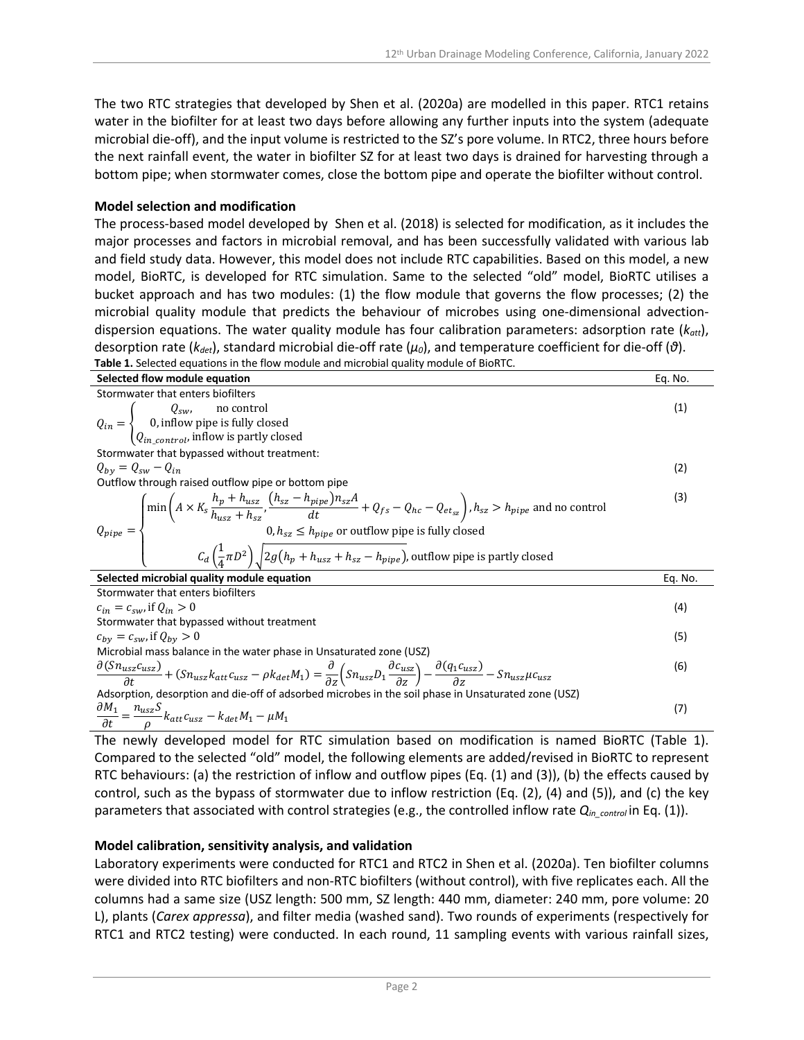The two RTC strategies that developed by Shen et al. (2020a) are modelled in this paper. RTC1 retains water in the biofilter for at least two days before allowing any further inputs into the system (adequate microbial die-off), and the input volume is restricted to the SZ's pore volume. In RTC2, three hours before the next rainfall event, the water in biofilter SZ for at least two days is drained for harvesting through a bottom pipe; when stormwater comes, close the bottom pipe and operate the biofilter without control.

**Model selection and modification**

The process-based model developed by Shen et al. (2018) is selected for modification, as it includes the major processes and factors in microbial removal, and has been successfully validated with various lab and field study data. However, this model does not include RTC capabilities. Based on this model, a new model, BioRTC, is developed for RTC simulation. Same to the selected "old" model, BioRTC utilises a bucket approach and has two modules: (1) the flow module that governs the flow processes; (2) the microbial quality module that predicts the behaviour of microbes using one-dimensional advection-dispersion equations. The water quality module has four calibration parameters: adsorption rate ($k_{att}$), desorption rate ($k_{det}$), standard microbial die-off rate ($\mu_0$), and temperature coefficient for die-off ($\vartheta$).

**Table 1.** Selected equations in the flow module and microbial quality module of BioRTC.

| **Selected flow module equation** | Eq. No. |
|---|---|
| Stormwater that enters biofilters<br>$Q_{in} = \begin{cases} Q_{sw}, & \text{no control} \\ 0, & \text{inflow pipe is fully closed} \\ Q_{in\_control}, & \text{inflow is partly closed} \end{cases}$ | (1) |
| Stormwater that bypassed without treatment:<br>$Q_{by} = Q_{sw} - Q_{in}$ | (2) |
| Outflow through raised outflow pipe or bottom pipe<br>$Q_{pipe} = \begin{cases} \min\left(A \times K_s \frac{h_p + h_{usz}}{h_{usz} + h_{sz}}, \frac{(h_{sz} - h_{pipe}) n_{sz} A}{dt} + Q_{fs} - Q_{hc} - Q_{et_{sz}}\right), h_{sz} > h_{pipe} \text{ and no control} \\ 0, h_{sz} \le h_{pipe} \text{ or outflow pipe is fully closed} \\ C_d \left(\frac{1}{4}\pi D^2\right) \sqrt{2g\left(h_p + h_{usz} + h_{sz} - h_{pipe}\right)}, \text{outflow pipe is partly closed} \end{cases}$ | (3) |
| **Selected microbial quality module equation** | **Eq. No.** |
| Stormwater that enters biofilters<br>$c_{in} = c_{sw}, \text{if } Q_{in} > 0$ | (4) |
| Stormwater that bypassed without treatment<br>$c_{by} = c_{sw}, \text{if } Q_{by} > 0$ | (5) |
| Microbial mass balance in the water phase in Unsaturated zone (USZ)<br>$\frac{\partial (S n_{usz} c_{usz})}{\partial t} + (S n_{usz} k_{att} c_{usz} - \rho k_{det} M_1) = \frac{\partial}{\partial z}\left(S n_{usz} D_1 \frac{\partial c_{usz}}{\partial z}\right) - \frac{\partial (q_1 c_{usz})}{\partial z} - S n_{usz} \mu c_{usz}$ | (6) |
| Adsorption, desorption and die-off of adsorbed microbes in the soil phase in Unsaturated zone (USZ)<br>$\frac{\partial M_1}{\partial t} = \frac{n_{usz} S}{\rho} k_{att} c_{usz} - k_{det} M_1 - \mu M_1$ | (7) |

The newly developed model for RTC simulation based on modification is named BioRTC (Table 1). Compared to the selected "old" model, the following elements are added/revised in BioRTC to represent RTC behaviours: (a) the restriction of inflow and outflow pipes (Eq. (1) and (3)), (b) the effects caused by control, such as the bypass of stormwater due to inflow restriction (Eq. (2), (4) and (5)), and (c) the key parameters that associated with control strategies (e.g., the controlled inflow rate $Q_{in\_control}$ in Eq. (1)).

**Model calibration, sensitivity analysis, and validation**

Laboratory experiments were conducted for RTC1 and RTC2 in Shen et al. (2020a). Ten biofilter columns were divided into RTC biofilters and non-RTC biofilters (without control), with five replicates each. All the columns had a same size (USZ length: 500 mm, SZ length: 440 mm, diameter: 240 mm, pore volume: 20 L), plants (*Carex appressa*), and filter media (washed sand). Two rounds of experiments (respectively for RTC1 and RTC2 testing) were conducted. In each round, 11 sampling events with various rainfall sizes,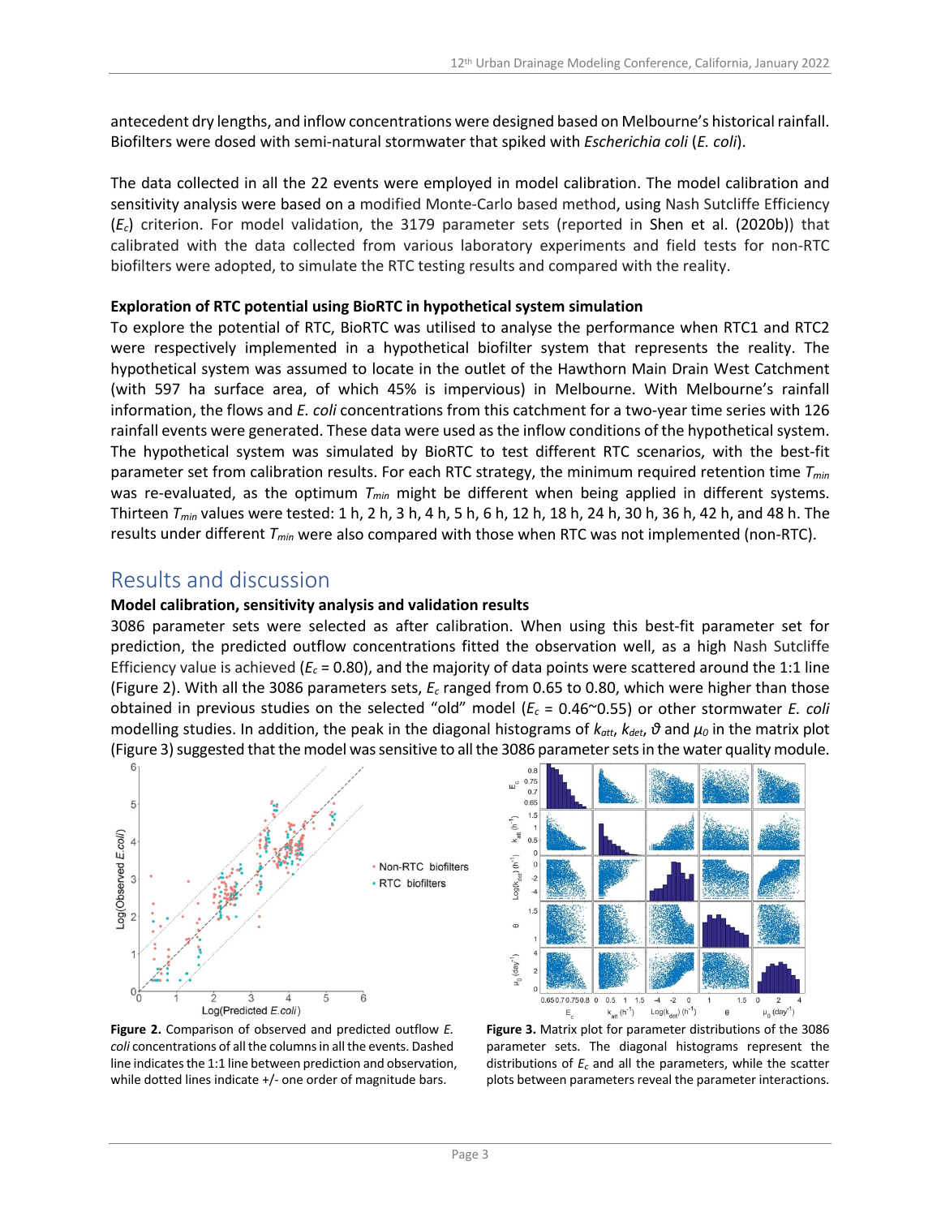antecedent dry lengths, and inflow concentrations were designed based on Melbourne's historical rainfall. Biofilters were dosed with semi-natural stormwater that spiked with *Escherichia coli* (*E. coli*).

The data collected in all the 22 events were employed in model calibration. The model calibration and sensitivity analysis were based on a modified Monte-Carlo based method, using Nash Sutcliffe Efficiency ($E_c$) criterion. For model validation, the 3179 parameter sets (reported in Shen et al. (2020b)) that calibrated with the data collected from various laboratory experiments and field tests for non-RTC biofilters were adopted, to simulate the RTC testing results and compared with the reality.

**Exploration of RTC potential using BioRTC in hypothetical system simulation**

To explore the potential of RTC, BioRTC was utilised to analyse the performance when RTC1 and RTC2 were respectively implemented in a hypothetical biofilter system that represents the reality. The hypothetical system was assumed to locate in the outlet of the Hawthorn Main Drain West Catchment (with 597 ha surface area, of which 45% is impervious) in Melbourne. With Melbourne's rainfall information, the flows and *E. coli* concentrations from this catchment for a two-year time series with 126 rainfall events were generated. These data were used as the inflow conditions of the hypothetical system. The hypothetical system was simulated by BioRTC to test different RTC scenarios, with the best-fit parameter set from calibration results. For each RTC strategy, the minimum required retention time $T_{min}$ was re-evaluated, as the optimum $T_{min}$ might be different when being applied in different systems. Thirteen $T_{min}$ values were tested: 1 h, 2 h, 3 h, 4 h, 5 h, 6 h, 12 h, 18 h, 24 h, 30 h, 36 h, 42 h, and 48 h. The results under different $T_{min}$ were also compared with those when RTC was not implemented (non-RTC).

## Results and discussion

**Model calibration, sensitivity analysis and validation results**

3086 parameter sets were selected as after calibration. When using this best-fit parameter set for prediction, the predicted outflow concentrations fitted the observation well, as a high Nash Sutcliffe Efficiency value is achieved ($E_c$ = 0.80), and the majority of data points were scattered around the 1:1 line (Figure 2). With all the 3086 parameters sets, $E_c$ ranged from 0.65 to 0.80, which were higher than those obtained in previous studies on the selected "old" model ($E_c$ = 0.46~0.55) or other stormwater *E. coli* modelling studies. In addition, the peak in the diagonal histograms of $k_{att}$, $k_{det}$, $\vartheta$ and $\mu_0$ in the matrix plot (Figure 3) suggested that the model was sensitive to all the 3086 parameter sets in the water quality module.

**Figure 2.** Comparison of observed and predicted outflow *E. coli* concentrations of all the columns in all the events. Dashed line indicates the 1:1 line between prediction and observation, while dotted lines indicate +/- one order of magnitude bars.

**Figure 3.** Matrix plot for parameter distributions of the 3086 parameter sets. The diagonal histograms represent the distributions of $E_c$ and all the parameters, while the scatter plots between parameters reveal the parameter interactions.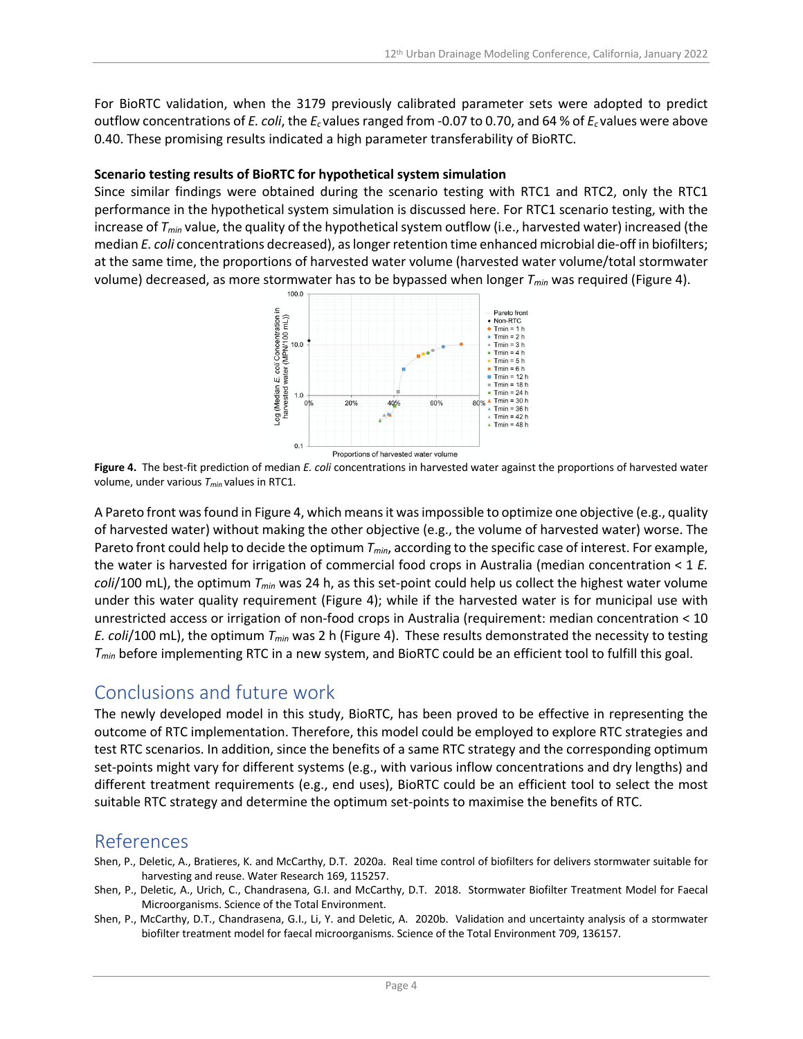For BioRTC validation, when the 3179 previously calibrated parameter sets were adopted to predict outflow concentrations of *E. coli*, the $E_c$ values ranged from -0.07 to 0.70, and 64 % of $E_c$ values were above 0.40. These promising results indicated a high parameter transferability of BioRTC.

**Scenario testing results of BioRTC for hypothetical system simulation**

Since similar findings were obtained during the scenario testing with RTC1 and RTC2, only the RTC1 performance in the hypothetical system simulation is discussed here. For RTC1 scenario testing, with the increase of $T_{min}$ value, the quality of the hypothetical system outflow (i.e., harvested water) increased (the median *E. coli* concentrations decreased), as longer retention time enhanced microbial die-off in biofilters; at the same time, the proportions of harvested water volume (harvested water volume/total stormwater volume) decreased, as more stormwater has to be bypassed when longer $T_{min}$ was required (Figure 4).

100.0
10.0
1.0
0.1
0%
20%
40%
60%
80%
Log (Median *E. coli* Concentration in harvested water (MPN/100 mL))
Proportions of harvested water volume
Pareto front
Non-RTC
Tmin = 1 h
Tmin = 2 h
Tmin = 3 h
Tmin = 4 h
Tmin = 5 h
Tmin = 6 h
Tmin = 12 h
Tmin = 18 h
Tmin = 24 h
Tmin = 30 h
Tmin = 36 h
Tmin = 42 h
Tmin = 48 h

**Figure 4.** The best-fit prediction of median *E. coli* concentrations in harvested water against the proportions of harvested water volume, under various $T_{min}$ values in RTC1.

A Pareto front was found in Figure 4, which means it was impossible to optimize one objective (e.g., quality of harvested water) without making the other objective (e.g., the volume of harvested water) worse. The Pareto front could help to decide the optimum $T_{min}$, according to the specific case of interest. For example, the water is harvested for irrigation of commercial food crops in Australia (median concentration < 1 *E. coli*/100 mL), the optimum $T_{min}$ was 24 h, as this set-point could help us collect the highest water volume under this water quality requirement (Figure 4); while if the harvested water is for municipal use with unrestricted access or irrigation of non-food crops in Australia (requirement: median concentration < 10 *E. coli*/100 mL), the optimum $T_{min}$ was 2 h (Figure 4). These results demonstrated the necessity to testing $T_{min}$ before implementing RTC in a new system, and BioRTC could be an efficient tool to fulfill this goal.

# Conclusions and future work

The newly developed model in this study, BioRTC, has been proved to be effective in representing the outcome of RTC implementation. Therefore, this model could be employed to explore RTC strategies and test RTC scenarios. In addition, since the benefits of a same RTC strategy and the corresponding optimum set-points might vary for different systems (e.g., with various inflow concentrations and dry lengths) and different treatment requirements (e.g., end uses), BioRTC could be an efficient tool to select the most suitable RTC strategy and determine the optimum set-points to maximise the benefits of RTC.

# References

Shen, P., Deletic, A., Bratieres, K. and McCarthy, D.T. 2020a. Real time control of biofilters for delivers stormwater suitable for harvesting and reuse. Water Research 169, 115257.

Shen, P., Deletic, A., Urich, C., Chandrasena, G.I. and McCarthy, D.T. 2018. Stormwater Biofilter Treatment Model for Faecal Microorganisms. Science of the Total Environment.

Shen, P., McCarthy, D.T., Chandrasena, G.I., Li, Y. and Deletic, A. 2020b. Validation and uncertainty analysis of a stormwater biofilter treatment model for faecal microorganisms. Science of the Total Environment 709, 136157.